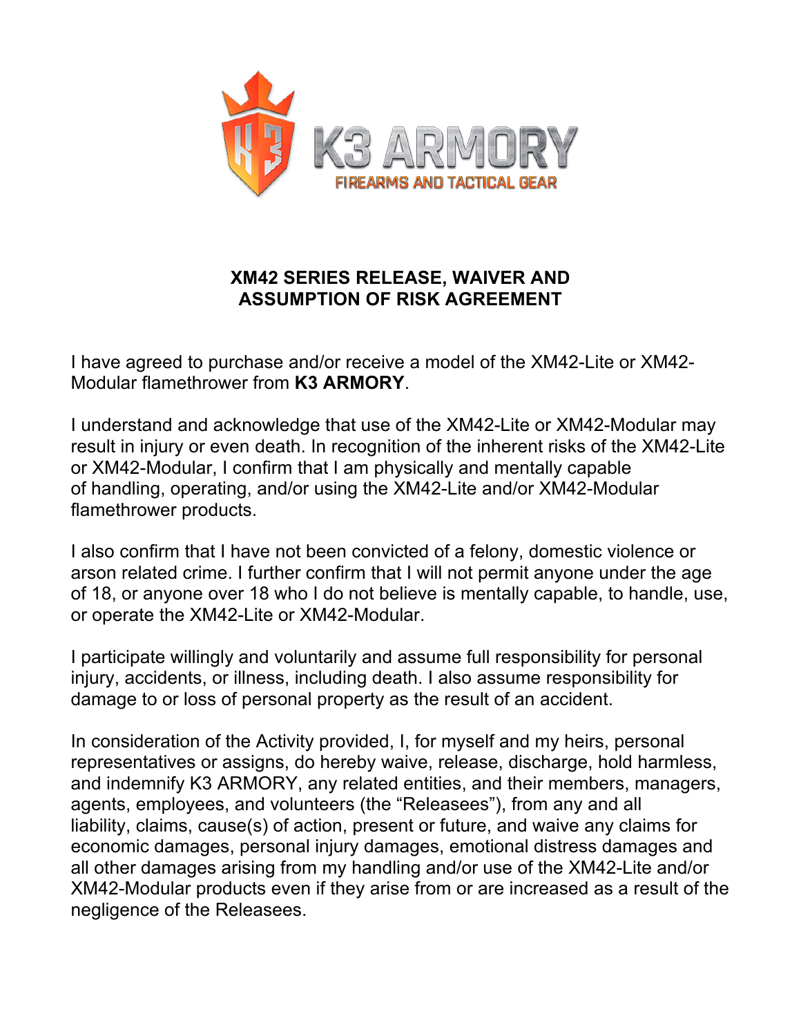K3 ARMORY
FIREARMS AND TACTICAL GEAR

## XM42 SERIES RELEASE, WAIVER AND ASSUMPTION OF RISK AGREEMENT

I have agreed to purchase and/or receive a model of the XM42-Lite or XM42-Modular flamethrower from **K3 ARMORY**.

I understand and acknowledge that use of the XM42-Lite or XM42-Modular may result in injury or even death. In recognition of the inherent risks of the XM42-Lite or XM42-Modular, I confirm that I am physically and mentally capable of handling, operating, and/or using the XM42-Lite and/or XM42-Modular flamethrower products.

I also confirm that I have not been convicted of a felony, domestic violence or arson related crime. I further confirm that I will not permit anyone under the age of 18, or anyone over 18 who I do not believe is mentally capable, to handle, use, or operate the XM42-Lite or XM42-Modular.

I participate willingly and voluntarily and assume full responsibility for personal injury, accidents, or illness, including death. I also assume responsibility for damage to or loss of personal property as the result of an accident.

In consideration of the Activity provided, I, for myself and my heirs, personal representatives or assigns, do hereby waive, release, discharge, hold harmless, and indemnify K3 ARMORY, any related entities, and their members, managers, agents, employees, and volunteers (the "Releasees"), from any and all liability, claims, cause(s) of action, present or future, and waive any claims for economic damages, personal injury damages, emotional distress damages and all other damages arising from my handling and/or use of the XM42-Lite and/or XM42-Modular products even if they arise from or are increased as a result of the negligence of the Releasees.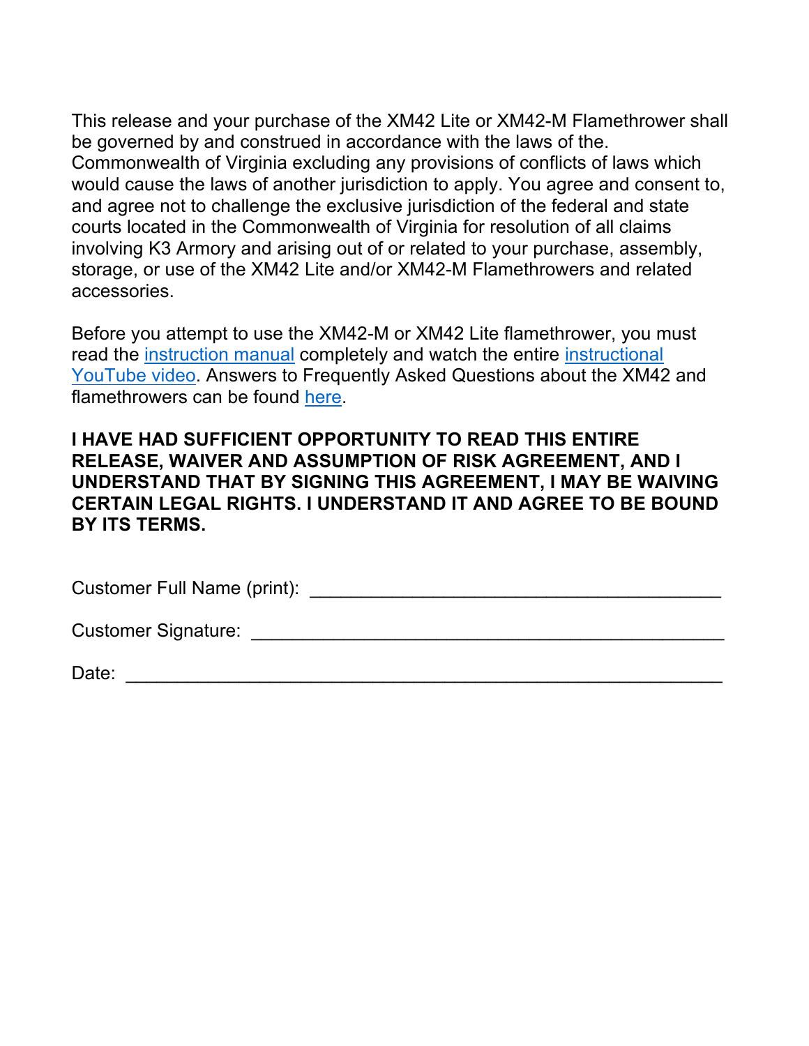This release and your purchase of the XM42 Lite or XM42-M Flamethrower shall be governed by and construed in accordance with the laws of the. Commonwealth of Virginia excluding any provisions of conflicts of laws which would cause the laws of another jurisdiction to apply. You agree and consent to, and agree not to challenge the exclusive jurisdiction of the federal and state courts located in the Commonwealth of Virginia for resolution of all claims involving K3 Armory and arising out of or related to your purchase, assembly, storage, or use of the XM42 Lite and/or XM42-M Flamethrowers and related accessories.

Before you attempt to use the XM42-M or XM42 Lite flamethrower, you must read the instruction manual completely and watch the entire instructional YouTube video. Answers to Frequently Asked Questions about the XM42 and flamethrowers can be found here.

**I HAVE HAD SUFFICIENT OPPORTUNITY TO READ THIS ENTIRE RELEASE, WAIVER AND ASSUMPTION OF RISK AGREEMENT, AND I UNDERSTAND THAT BY SIGNING THIS AGREEMENT, I MAY BE WAIVING CERTAIN LEGAL RIGHTS. I UNDERSTAND IT AND AGREE TO BE BOUND BY ITS TERMS.**

Customer Full Name (print): ________________________________________

Customer Signature: ______________________________________________

Date: __________________________________________________________